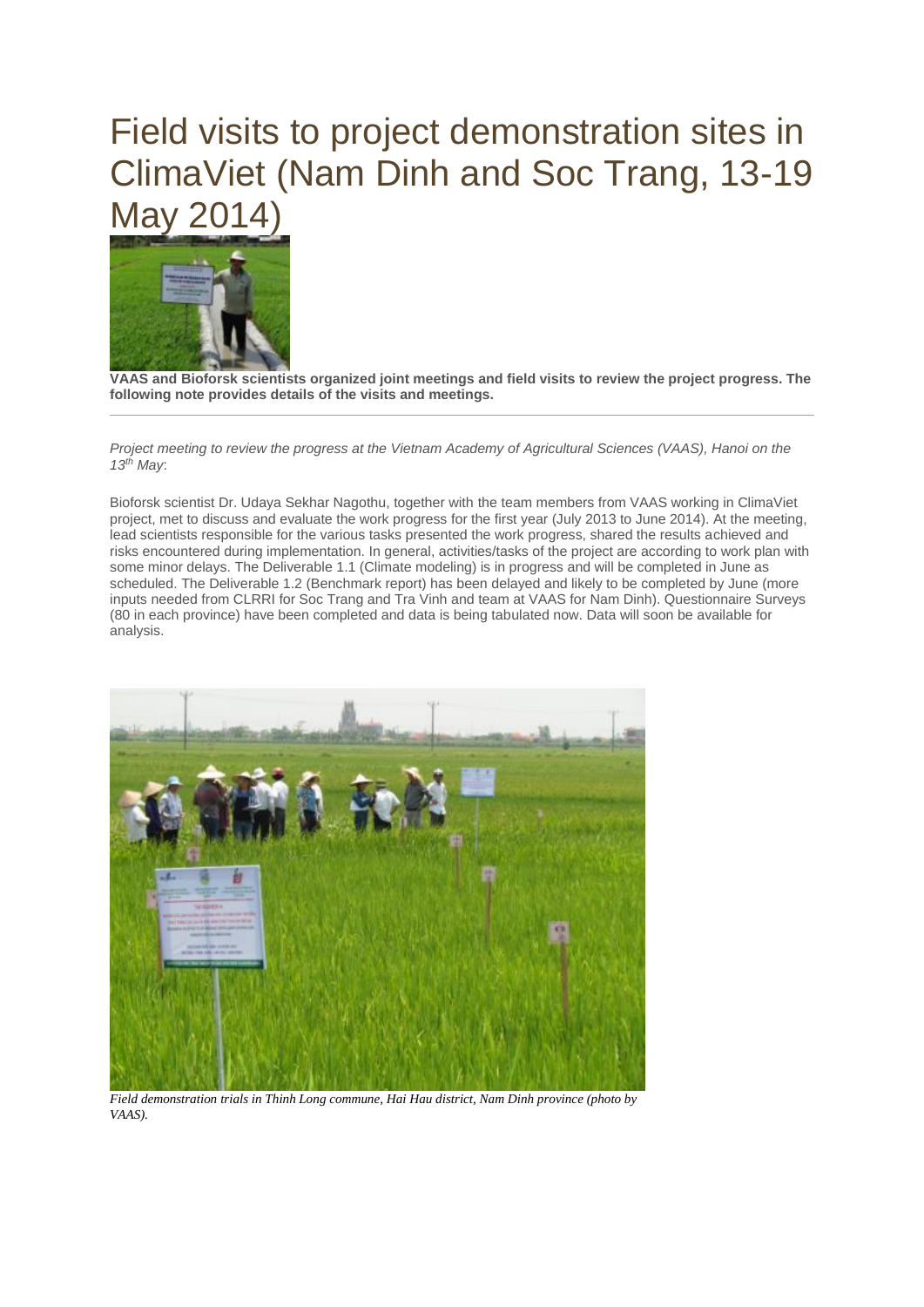# Field visits to project demonstration sites in ClimaViet (Nam Dinh and Soc Trang, 13-19 May 2014)

**VAAS and Bioforsk scientists organized joint meetings and field visits to review the project progress. The following note provides details of the visits and meetings.**

---

*Project meeting to review the progress at the Vietnam Academy of Agricultural Sciences (VAAS), Hanoi on the 13th May*:

Bioforsk scientist Dr. Udaya Sekhar Nagothu, together with the team members from VAAS working in ClimaViet project, met to discuss and evaluate the work progress for the first year (July 2013 to June 2014). At the meeting, lead scientists responsible for the various tasks presented the work progress, shared the results achieved and risks encountered during implementation. In general, activities/tasks of the project are according to work plan with some minor delays. The Deliverable 1.1 (Climate modeling) is in progress and will be completed in June as scheduled. The Deliverable 1.2 (Benchmark report) has been delayed and likely to be completed by June (more inputs needed from CLRRI for Soc Trang and Tra Vinh and team at VAAS for Nam Dinh). Questionnaire Surveys (80 in each province) have been completed and data is being tabulated now. Data will soon be available for analysis.

*Field demonstration trials in Thinh Long commune, Hai Hau district, Nam Dinh province (photo by VAAS).*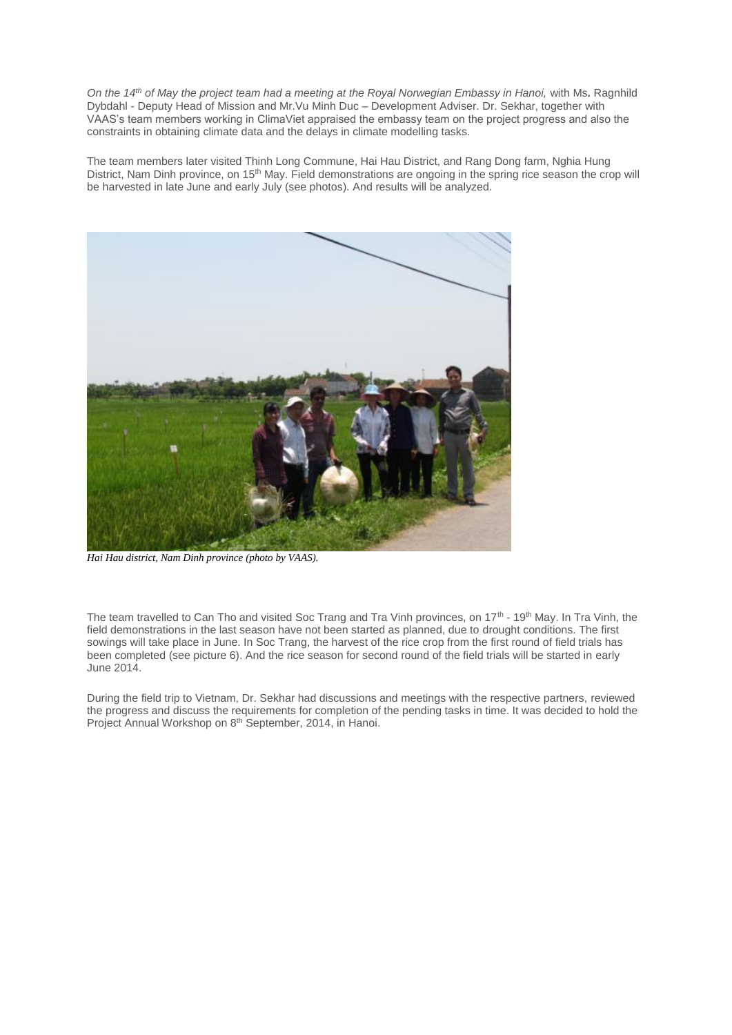*On the 14th of May the project team had a meeting at the Royal Norwegian Embassy in Hanoi,* with Ms**.** Ragnhild Dybdahl - Deputy Head of Mission and Mr.Vu Minh Duc – Development Adviser. Dr. Sekhar, together with VAAS's team members working in ClimaViet appraised the embassy team on the project progress and also the constraints in obtaining climate data and the delays in climate modelling tasks.

The team members later visited Thinh Long Commune, Hai Hau District, and Rang Dong farm, Nghia Hung District, Nam Dinh province, on 15th May. Field demonstrations are ongoing in the spring rice season the crop will be harvested in late June and early July (see photos). And results will be analyzed.

*Hai Hau district, Nam Dinh province (photo by VAAS).*

The team travelled to Can Tho and visited Soc Trang and Tra Vinh provinces, on 17th - 19th May. In Tra Vinh, the field demonstrations in the last season have not been started as planned, due to drought conditions. The first sowings will take place in June. In Soc Trang, the harvest of the rice crop from the first round of field trials has been completed (see picture 6). And the rice season for second round of the field trials will be started in early June 2014.

During the field trip to Vietnam, Dr. Sekhar had discussions and meetings with the respective partners, reviewed the progress and discuss the requirements for completion of the pending tasks in time. It was decided to hold the Project Annual Workshop on 8th September, 2014, in Hanoi.